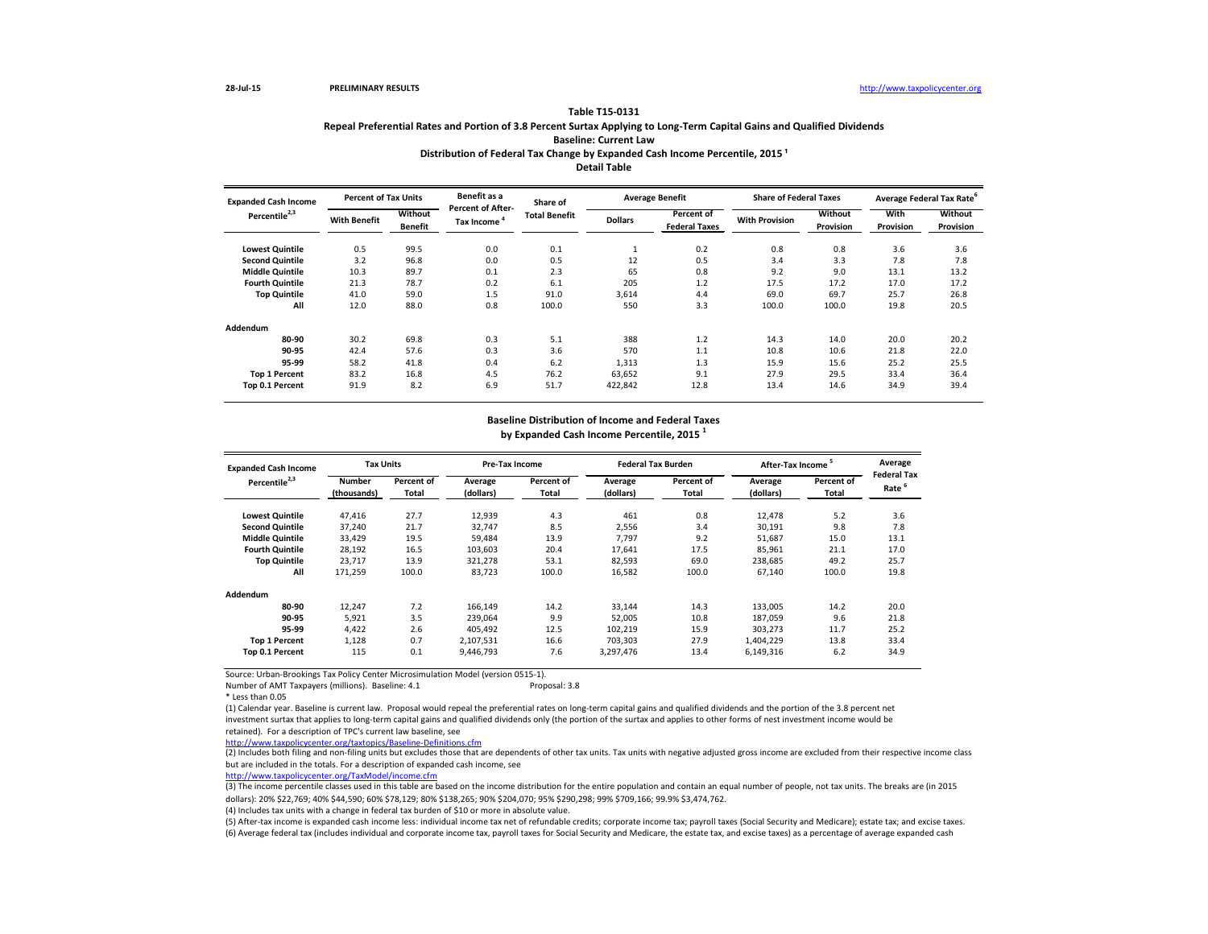**Table T15-0131**

**Repeal Preferential Rates and Portion of 3.8 Percent Surtax Applying to Long-Term Capital Gains and Qualified Dividends**

**Baseline: Current Law**

**Distribution of Federal Tax Change by Expanded Cash Income Percentile, 2015 [1]**

**Detail Table**

| Expanded Cash Income Percentile[2,3] | Percent of Tax Units | | Benefit as a Percent of After-Tax Income [4] | Share of Total Benefit | Average Benefit | | Share of Federal Taxes | | Average Federal Tax Rate[6] | |
|---|---|---|---|---|---|---|---|---|---|---|
| | With Benefit | Without Benefit | | | Dollars | Percent of Federal Taxes | With Provision | Without Provision | With Provision | Without Provision |
| **Lowest Quintile** | 0.5 | 99.5 | 0.0 | 0.1 | 1 | 0.2 | 0.8 | 0.8 | 3.6 | 3.6 |
| **Second Quintile** | 3.2 | 96.8 | 0.0 | 0.5 | 12 | 0.5 | 3.4 | 3.3 | 7.8 | 7.8 |
| **Middle Quintile** | 10.3 | 89.7 | 0.1 | 2.3 | 65 | 0.8 | 9.2 | 9.0 | 13.1 | 13.2 |
| **Fourth Quintile** | 21.3 | 78.7 | 0.2 | 6.1 | 205 | 1.2 | 17.5 | 17.2 | 17.0 | 17.2 |
| **Top Quintile** | 41.0 | 59.0 | 1.5 | 91.0 | 3,614 | 4.4 | 69.0 | 69.7 | 25.7 | 26.8 |
| **All** | 12.0 | 88.0 | 0.8 | 100.0 | 550 | 3.3 | 100.0 | 100.0 | 19.8 | 20.5 |
| **Addendum** | | | | | | | | | | |
| **80-90** | 30.2 | 69.8 | 0.3 | 5.1 | 388 | 1.2 | 14.3 | 14.0 | 20.0 | 20.2 |
| **90-95** | 42.4 | 57.6 | 0.3 | 3.6 | 570 | 1.1 | 10.8 | 10.6 | 21.8 | 22.0 |
| **95-99** | 58.2 | 41.8 | 0.4 | 6.2 | 1,313 | 1.3 | 15.9 | 15.6 | 25.2 | 25.5 |
| **Top 1 Percent** | 83.2 | 16.8 | 4.5 | 76.2 | 63,652 | 9.1 | 27.9 | 29.5 | 33.4 | 36.4 |
| **Top 0.1 Percent** | 91.9 | 8.2 | 6.9 | 51.7 | 422,842 | 12.8 | 13.4 | 14.6 | 34.9 | 39.4 |

**Baseline Distribution of Income and Federal Taxes by Expanded Cash Income Percentile, 2015 [1]**

| Expanded Cash Income Percentile[2,3] | Tax Units | | Pre-Tax Income | | Federal Tax Burden | | After-Tax Income [5] | | Average Federal Tax Rate [6] |
|---|---|---|---|---|---|---|---|---|---|
| | Number (thousands) | Percent of Total | Average (dollars) | Percent of Total | Average (dollars) | Percent of Total | Average (dollars) | Percent of Total | |
| **Lowest Quintile** | 47,416 | 27.7 | 12,939 | 4.3 | 461 | 0.8 | 12,478 | 5.2 | 3.6 |
| **Second Quintile** | 37,240 | 21.7 | 32,747 | 8.5 | 2,556 | 3.4 | 30,191 | 9.8 | 7.8 |
| **Middle Quintile** | 33,429 | 19.5 | 59,484 | 13.9 | 7,797 | 9.2 | 51,687 | 15.0 | 13.1 |
| **Fourth Quintile** | 28,192 | 16.5 | 103,603 | 20.4 | 17,641 | 17.5 | 85,961 | 21.1 | 17.0 |
| **Top Quintile** | 23,717 | 13.9 | 321,278 | 53.1 | 82,593 | 69.0 | 238,685 | 49.2 | 25.7 |
| **All** | 171,259 | 100.0 | 83,723 | 100.0 | 16,582 | 100.0 | 67,140 | 100.0 | 19.8 |
| **Addendum** | | | | | | | | | |
| **80-90** | 12,247 | 7.2 | 166,149 | 14.2 | 33,144 | 14.3 | 133,005 | 14.2 | 20.0 |
| **90-95** | 5,921 | 3.5 | 239,064 | 9.9 | 52,005 | 10.8 | 187,059 | 9.6 | 21.8 |
| **95-99** | 4,422 | 2.6 | 405,492 | 12.5 | 102,219 | 15.9 | 303,273 | 11.7 | 25.2 |
| **Top 1 Percent** | 1,128 | 0.7 | 2,107,531 | 16.6 | 703,303 | 27.9 | 1,404,229 | 13.8 | 33.4 |
| **Top 0.1 Percent** | 115 | 0.1 | 9,446,793 | 7.6 | 3,297,476 | 13.4 | 6,149,316 | 6.2 | 34.9 |

Source: Urban-Brookings Tax Policy Center Microsimulation Model (version 0515-1).

Number of AMT Taxpayers (millions). Baseline: 4.1 Proposal: 3.8

* Less than 0.05

(1) Calendar year. Baseline is current law. Proposal would repeal the preferential rates on long-term capital gains and qualified dividends and the portion of the 3.8 percent net investment surtax that applies to long-term capital gains and qualified dividends only (the portion of the surtax and applies to other forms of nest investment income would be retained). For a description of TPC's current law baseline, see http://www.taxpolicycenter.org/taxtopics/Baseline-Definitions.cfm

(2) Includes both filing and non-filing units but excludes those that are dependents of other tax units. Tax units with negative adjusted gross income are excluded from their respective income class but are included in the totals. For a description of expanded cash income, see http://www.taxpolicycenter.org/TaxModel/income.cfm

(3) The income percentile classes used in this table are based on the income distribution for the entire population and contain an equal number of people, not tax units. The breaks are (in 2015 dollars): 20% $22,769; 40% $44,590; 60% $78,129; 80% $138,265; 90% $204,070; 95% $290,298; 99% $709,166; 99.9% $3,474,762.

(4) Includes tax units with a change in federal tax burden of $10 or more in absolute value.

(5) After-tax income is expanded cash income less: individual income tax net of refundable credits; corporate income tax; payroll taxes (Social Security and Medicare); estate tax; and excise taxes.

(6) Average federal tax (includes individual and corporate income tax, payroll taxes for Social Security and Medicare, the estate tax, and excise taxes) as a percentage of average expanded cash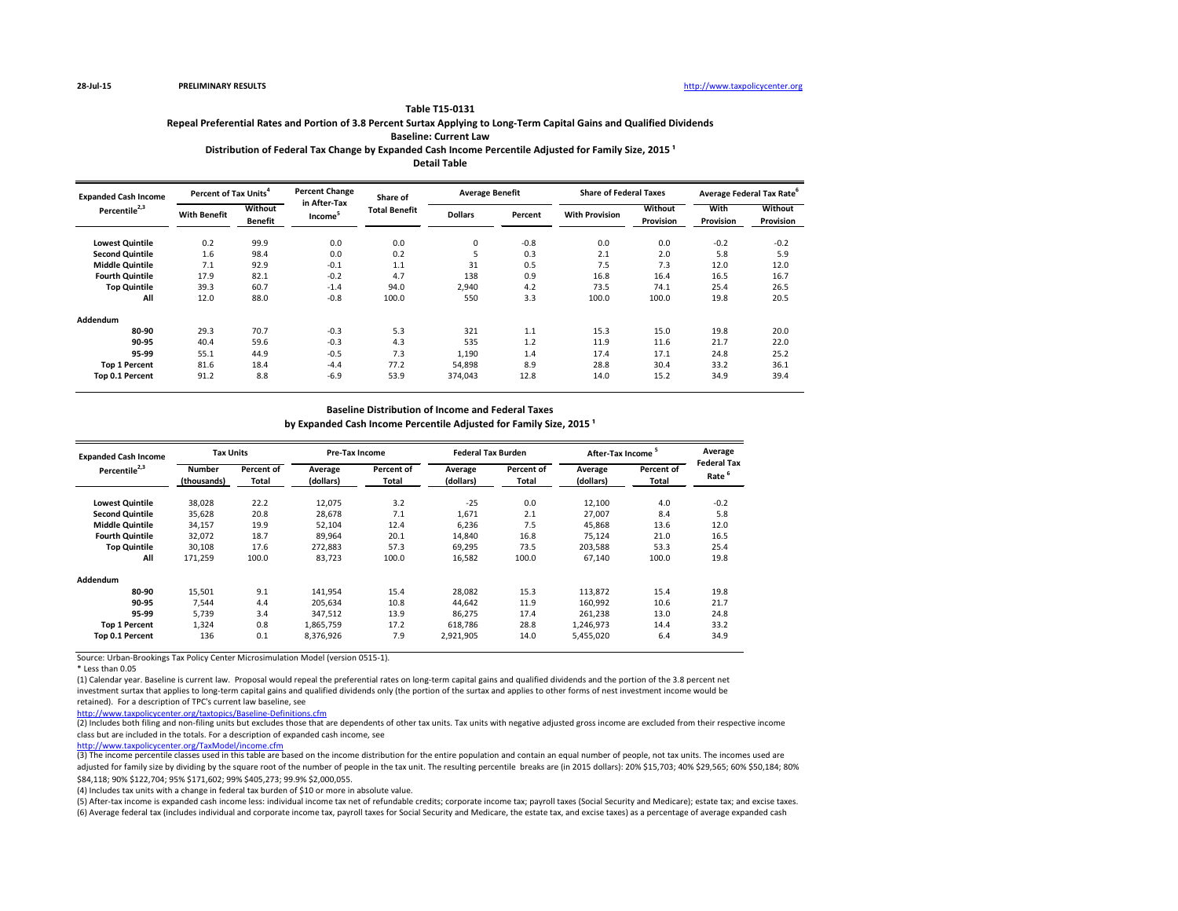28-Jul-15 PRELIMINARY RESULTS http://www.taxpolicycenter.org

**Table T15-0131**

**Repeal Preferential Rates and Portion of 3.8 Percent Surtax Applying to Long-Term Capital Gains and Qualified Dividends**

**Baseline: Current Law**

**Distribution of Federal Tax Change by Expanded Cash Income Percentile Adjusted for Family Size, 2015 [1]**

**Detail Table**

| Expanded Cash Income Percentile[2,3] | Percent of Tax Units[4] | | Percent Change in After-Tax Income[5] | Share of Total Benefit | Average Benefit | | Share of Federal Taxes | | Average Federal Tax Rate[6] | |
|---|---|---|---|---|---|---|---|---|---|---|
| | With Benefit | Without Benefit | | | Dollars | Percent | With Provision | Without Provision | With Provision | Without Provision |
| Lowest Quintile | 0.2 | 99.9 | 0.0 | 0.0 | 0 | -0.8 | 0.0 | 0.0 | -0.2 | -0.2 |
| Second Quintile | 1.6 | 98.4 | 0.0 | 0.2 | 5 | 0.3 | 2.1 | 2.0 | 5.8 | 5.9 |
| Middle Quintile | 7.1 | 92.9 | -0.1 | 1.1 | 31 | 0.5 | 7.5 | 7.3 | 12.0 | 12.0 |
| Fourth Quintile | 17.9 | 82.1 | -0.2 | 4.7 | 138 | 0.9 | 16.8 | 16.4 | 16.5 | 16.7 |
| Top Quintile | 39.3 | 60.7 | -1.4 | 94.0 | 2,940 | 4.2 | 73.5 | 74.1 | 25.4 | 26.5 |
| All | 12.0 | 88.0 | -0.8 | 100.0 | 550 | 3.3 | 100.0 | 100.0 | 19.8 | 20.5 |
| **Addendum** | | | | | | | | | | |
| 80-90 | 29.3 | 70.7 | -0.3 | 5.3 | 321 | 1.1 | 15.3 | 15.0 | 19.8 | 20.0 |
| 90-95 | 40.4 | 59.6 | -0.3 | 4.3 | 535 | 1.2 | 11.9 | 11.6 | 21.7 | 22.0 |
| 95-99 | 55.1 | 44.9 | -0.5 | 7.3 | 1,190 | 1.4 | 17.4 | 17.1 | 24.8 | 25.2 |
| Top 1 Percent | 81.6 | 18.4 | -4.4 | 77.2 | 54,898 | 8.9 | 28.8 | 30.4 | 33.2 | 36.1 |
| Top 0.1 Percent | 91.2 | 8.8 | -6.9 | 53.9 | 374,043 | 12.8 | 14.0 | 15.2 | 34.9 | 39.4 |

**Baseline Distribution of Income and Federal Taxes**

**by Expanded Cash Income Percentile Adjusted for Family Size, 2015 [1]**

| Expanded Cash Income Percentile[2,3] | Tax Units | | Pre-Tax Income | | Federal Tax Burden | | After-Tax Income[5] | | Average Federal Tax Rate[6] |
|---|---|---|---|---|---|---|---|---|---|
| | Number (thousands) | Percent of Total | Average (dollars) | Percent of Total | Average (dollars) | Percent of Total | Average (dollars) | Percent of Total | |
| Lowest Quintile | 38,028 | 22.2 | 12,075 | 3.2 | -25 | 0.0 | 12,100 | 4.0 | -0.2 |
| Second Quintile | 35,628 | 20.8 | 28,678 | 7.1 | 1,671 | 2.1 | 27,007 | 8.4 | 5.8 |
| Middle Quintile | 34,157 | 19.9 | 52,104 | 12.4 | 6,236 | 7.5 | 45,868 | 13.6 | 12.0 |
| Fourth Quintile | 32,072 | 18.7 | 89,964 | 20.1 | 14,840 | 16.8 | 75,124 | 21.0 | 16.5 |
| Top Quintile | 30,108 | 17.6 | 272,883 | 57.3 | 69,295 | 73.5 | 203,588 | 53.3 | 25.4 |
| All | 171,259 | 100.0 | 83,723 | 100.0 | 16,582 | 100.0 | 67,140 | 100.0 | 19.8 |
| **Addendum** | | | | | | | | | |
| 80-90 | 15,501 | 9.1 | 141,954 | 15.4 | 28,082 | 15.3 | 113,872 | 15.4 | 19.8 |
| 90-95 | 7,544 | 4.4 | 205,634 | 10.8 | 44,642 | 11.9 | 160,992 | 10.6 | 21.7 |
| 95-99 | 5,739 | 3.4 | 347,512 | 13.9 | 86,275 | 17.4 | 261,238 | 13.0 | 24.8 |
| Top 1 Percent | 1,324 | 0.8 | 1,865,759 | 17.2 | 618,786 | 28.8 | 1,246,973 | 14.4 | 33.2 |
| Top 0.1 Percent | 136 | 0.1 | 8,376,926 | 7.9 | 2,921,905 | 14.0 | 5,455,020 | 6.4 | 34.9 |

Source: Urban-Brookings Tax Policy Center Microsimulation Model (version 0515-1).

* Less than 0.05

(1) Calendar year. Baseline is current law. Proposal would repeal the preferential rates on long-term capital gains and qualified dividends and the portion of the 3.8 percent net investment surtax that applies to long-term capital gains and qualified dividends only (the portion of the surtax and applies to other forms of nest investment income would be retained). For a description of TPC's current law baseline, see
http://www.taxpolicycenter.org/taxtopics/Baseline-Definitions.cfm

(2) Includes both filing and non-filing units but excludes those that are dependents of other tax units. Tax units with negative adjusted gross income are excluded from their respective income class but are included in the totals. For a description of expanded cash income, see
http://www.taxpolicycenter.org/TaxModel/income.cfm

(3) The income percentile classes used in this table are based on the income distribution for the entire population and contain an equal number of people, not tax units. The incomes used are adjusted for family size by dividing by the square root of the number of people in the tax unit. The resulting percentile breaks are (in 2015 dollars): 20% $15,703; 40% $29,565; 60% $50,184; 80% $84,118; 90% $122,704; 95% $171,602; 99% $405,273; 99.9% $2,000,055.

(4) Includes tax units with a change in federal tax burden of $10 or more in absolute value.

(5) After-tax income is expanded cash income less: individual income tax net of refundable credits; corporate income tax; payroll taxes (Social Security and Medicare); estate tax; and excise taxes.

(6) Average federal tax (includes individual and corporate income tax, payroll taxes for Social Security and Medicare, the estate tax, and excise taxes) as a percentage of average expanded cash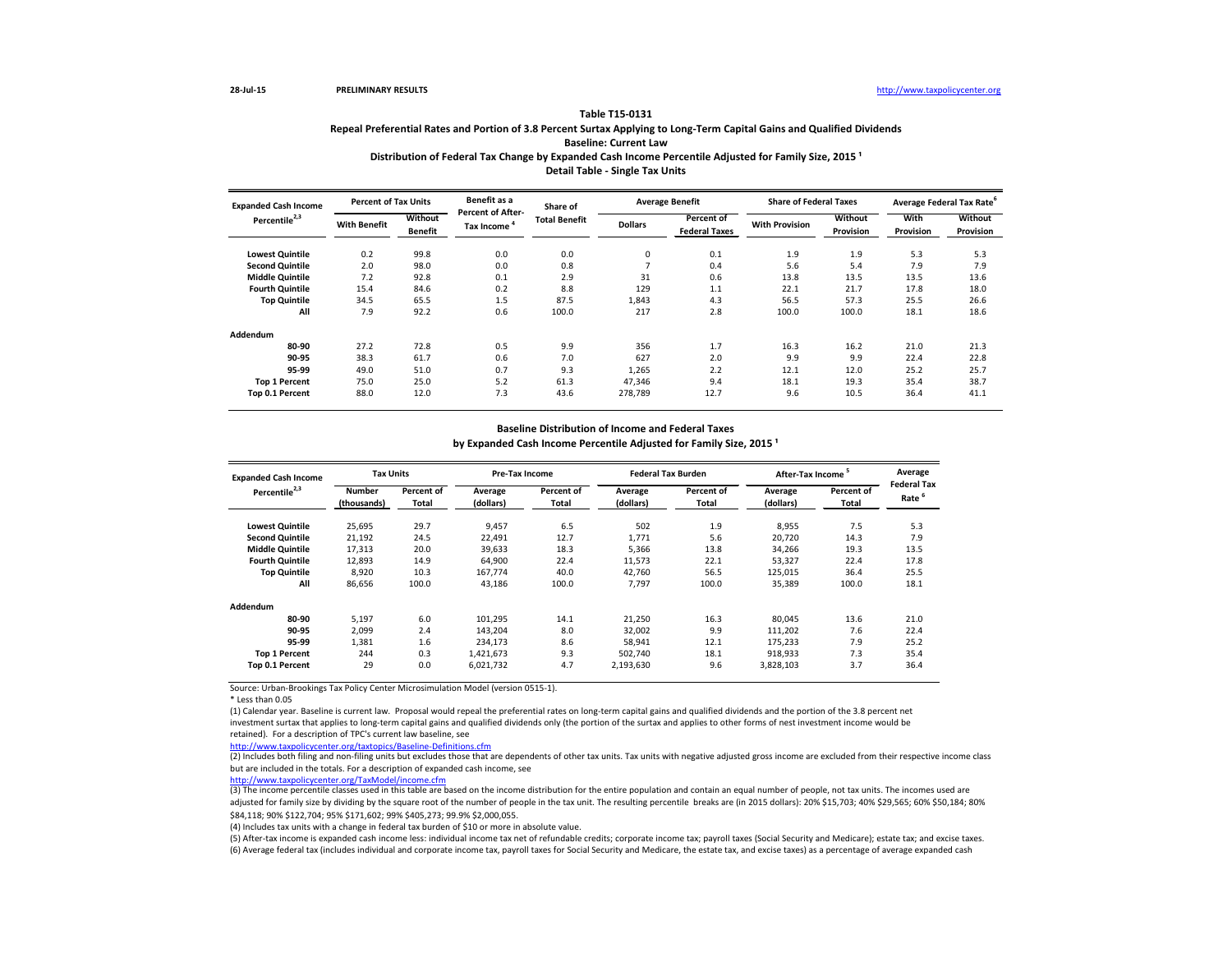**Table T15-0131**

**Repeal Preferential Rates and Portion of 3.8 Percent Surtax Applying to Long-Term Capital Gains and Qualified Dividends**

**Baseline: Current Law**

**Distribution of Federal Tax Change by Expanded Cash Income Percentile Adjusted for Family Size, 2015 [1]**

**Detail Table - Single Tax Units**

| Expanded Cash Income Percentile[2,3] | Percent of Tax Units | | Benefit as a Percent of After-Tax Income [4] | Share of Total Benefit | Average Benefit | | Share of Federal Taxes | | Average Federal Tax Rate[6] | |
|---|---|---|---|---|---|---|---|---|---|---|
| | With Benefit | Without Benefit | | | Dollars | Percent of Federal Taxes | With Provision | Without Provision | With Provision | Without Provision |
| **Lowest Quintile** | 0.2 | 99.8 | 0.0 | 0.0 | 0 | 0.1 | 1.9 | 1.9 | 5.3 | 5.3 |
| **Second Quintile** | 2.0 | 98.0 | 0.0 | 0.8 | 7 | 0.4 | 5.6 | 5.4 | 7.9 | 7.9 |
| **Middle Quintile** | 7.2 | 92.8 | 0.1 | 2.9 | 31 | 0.6 | 13.8 | 13.5 | 13.5 | 13.6 |
| **Fourth Quintile** | 15.4 | 84.6 | 0.2 | 8.8 | 129 | 1.1 | 22.1 | 21.7 | 17.8 | 18.0 |
| **Top Quintile** | 34.5 | 65.5 | 1.5 | 87.5 | 1,843 | 4.3 | 56.5 | 57.3 | 25.5 | 26.6 |
| **All** | 7.9 | 92.2 | 0.6 | 100.0 | 217 | 2.8 | 100.0 | 100.0 | 18.1 | 18.6 |
| **Addendum** | | | | | | | | | | |
| **80-90** | 27.2 | 72.8 | 0.5 | 9.9 | 356 | 1.7 | 16.3 | 16.2 | 21.0 | 21.3 |
| **90-95** | 38.3 | 61.7 | 0.6 | 7.0 | 627 | 2.0 | 9.9 | 9.9 | 22.4 | 22.8 |
| **95-99** | 49.0 | 51.0 | 0.7 | 9.3 | 1,265 | 2.2 | 12.1 | 12.0 | 25.2 | 25.7 |
| **Top 1 Percent** | 75.0 | 25.0 | 5.2 | 61.3 | 47,346 | 9.4 | 18.1 | 19.3 | 35.4 | 38.7 |
| **Top 0.1 Percent** | 88.0 | 12.0 | 7.3 | 43.6 | 278,789 | 12.7 | 9.6 | 10.5 | 36.4 | 41.1 |

**Baseline Distribution of Income and Federal Taxes**

**by Expanded Cash Income Percentile Adjusted for Family Size, 2015 [1]**

| Expanded Cash Income Percentile[2,3] | Tax Units | | Pre-Tax Income | | Federal Tax Burden | | After-Tax Income [5] | | Average Federal Tax Rate [6] |
|---|---|---|---|---|---|---|---|---|---|
| | Number (thousands) | Percent of Total | Average (dollars) | Percent of Total | Average (dollars) | Percent of Total | Average (dollars) | Percent of Total | |
| **Lowest Quintile** | 25,695 | 29.7 | 9,457 | 6.5 | 502 | 1.9 | 8,955 | 7.5 | 5.3 |
| **Second Quintile** | 21,192 | 24.5 | 22,491 | 12.7 | 1,771 | 5.6 | 20,720 | 14.3 | 7.9 |
| **Middle Quintile** | 17,313 | 20.0 | 39,633 | 18.3 | 5,366 | 13.8 | 34,266 | 19.3 | 13.5 |
| **Fourth Quintile** | 12,893 | 14.9 | 64,900 | 22.4 | 11,573 | 22.1 | 53,327 | 22.4 | 17.8 |
| **Top Quintile** | 8,920 | 10.3 | 167,774 | 40.0 | 42,760 | 56.5 | 125,015 | 36.4 | 25.5 |
| **All** | 86,656 | 100.0 | 43,186 | 100.0 | 7,797 | 100.0 | 35,389 | 100.0 | 18.1 |
| **Addendum** | | | | | | | | | |
| **80-90** | 5,197 | 6.0 | 101,295 | 14.1 | 21,250 | 16.3 | 80,045 | 13.6 | 21.0 |
| **90-95** | 2,099 | 2.4 | 143,204 | 8.0 | 32,002 | 9.9 | 111,202 | 7.6 | 22.4 |
| **95-99** | 1,381 | 1.6 | 234,173 | 8.6 | 58,941 | 12.1 | 175,233 | 7.9 | 25.2 |
| **Top 1 Percent** | 244 | 0.3 | 1,421,673 | 9.3 | 502,740 | 18.1 | 918,933 | 7.3 | 35.4 |
| **Top 0.1 Percent** | 29 | 0.0 | 6,021,732 | 4.7 | 2,193,630 | 9.6 | 3,828,103 | 3.7 | 36.4 |

Source: Urban-Brookings Tax Policy Center Microsimulation Model (version 0515-1).

* Less than 0.05

(1) Calendar year. Baseline is current law. Proposal would repeal the preferential rates on long-term capital gains and qualified dividends and the portion of the 3.8 percent net investment surtax that applies to long-term capital gains and qualified dividends only (the portion of the surtax and applies to other forms of nest investment income would be retained). For a description of TPC's current law baseline, see

http://www.taxpolicycenter.org/taxtopics/Baseline-Definitions.cfm

(2) Includes both filing and non-filing units but excludes those that are dependents of other tax units. Tax units with negative adjusted gross income are excluded from their respective income class but are included in the totals. For a description of expanded cash income, see

http://www.taxpolicycenter.org/TaxModel/income.cfm

(3) The income percentile classes used in this table are based on the income distribution for the entire population and contain an equal number of people, not tax units. The incomes used are adjusted for family size by dividing by the square root of the number of people in the tax unit. The resulting percentile breaks are (in 2015 dollars): 20% $15,703; 40% $29,565; 60% $50,184; 80% $84,118; 90% $122,704; 95% $171,602; 99% $405,273; 99.9% $2,000,055.

(4) Includes tax units with a change in federal tax burden of $10 or more in absolute value.

(5) After-tax income is expanded cash income less: individual income tax net of refundable credits; corporate income tax; payroll taxes (Social Security and Medicare); estate tax; and excise taxes.

(6) Average federal tax (includes individual and corporate income tax, payroll taxes for Social Security and Medicare, the estate tax, and excise taxes) as a percentage of average expanded cash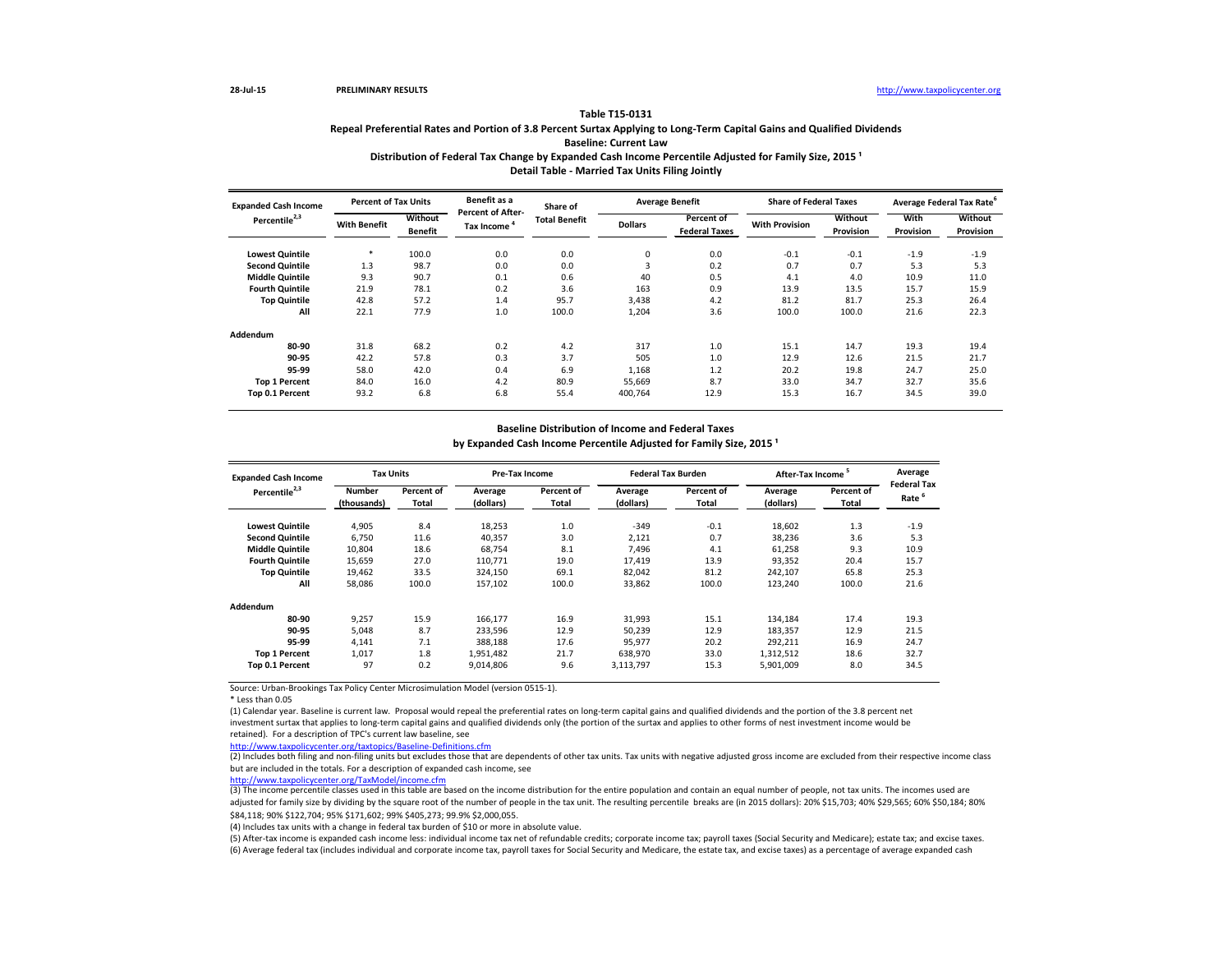**Table T15-0131**

**Repeal Preferential Rates and Portion of 3.8 Percent Surtax Applying to Long-Term Capital Gains and Qualified Dividends**

**Baseline: Current Law**

**Distribution of Federal Tax Change by Expanded Cash Income Percentile Adjusted for Family Size, 2015 [1]**

**Detail Table - Married Tax Units Filing Jointly**

| Expanded Cash Income Percentile[2,3] | Percent of Tax Units | | Benefit as a Percent of After-Tax Income [4] | Share of Total Benefit | Average Benefit | | Share of Federal Taxes | | Average Federal Tax Rate[6] | |
|---|---|---|---|---|---|---|---|---|---|---|
| | With Benefit | Without Benefit | | | Dollars | Percent of Federal Taxes | With Provision | Without Provision | With Provision | Without Provision |
| **Lowest Quintile** | * | 100.0 | 0.0 | 0.0 | 0 | 0.0 | -0.1 | -0.1 | -1.9 | -1.9 |
| **Second Quintile** | 1.3 | 98.7 | 0.0 | 0.0 | 3 | 0.2 | 0.7 | 0.7 | 5.3 | 5.3 |
| **Middle Quintile** | 9.3 | 90.7 | 0.1 | 0.6 | 40 | 0.5 | 4.1 | 4.0 | 10.9 | 11.0 |
| **Fourth Quintile** | 21.9 | 78.1 | 0.2 | 3.6 | 163 | 0.9 | 13.9 | 13.5 | 15.7 | 15.9 |
| **Top Quintile** | 42.8 | 57.2 | 1.4 | 95.7 | 3,438 | 4.2 | 81.2 | 81.7 | 25.3 | 26.4 |
| **All** | 22.1 | 77.9 | 1.0 | 100.0 | 1,204 | 3.6 | 100.0 | 100.0 | 21.6 | 22.3 |
| **Addendum** | | | | | | | | | | |
| **80-90** | 31.8 | 68.2 | 0.2 | 4.2 | 317 | 1.0 | 15.1 | 14.7 | 19.3 | 19.4 |
| **90-95** | 42.2 | 57.8 | 0.3 | 3.7 | 505 | 1.0 | 12.9 | 12.6 | 21.5 | 21.7 |
| **95-99** | 58.0 | 42.0 | 0.4 | 6.9 | 1,168 | 1.2 | 20.2 | 19.8 | 24.7 | 25.0 |
| **Top 1 Percent** | 84.0 | 16.0 | 4.2 | 80.9 | 55,669 | 8.7 | 33.0 | 34.7 | 32.7 | 35.6 |
| **Top 0.1 Percent** | 93.2 | 6.8 | 6.8 | 55.4 | 400,764 | 12.9 | 15.3 | 16.7 | 34.5 | 39.0 |

**Baseline Distribution of Income and Federal Taxes**

**by Expanded Cash Income Percentile Adjusted for Family Size, 2015 [1]**

| Expanded Cash Income Percentile[2,3] | Tax Units | | Pre-Tax Income | | Federal Tax Burden | | After-Tax Income [5] | | Average Federal Tax Rate [6] |
|---|---|---|---|---|---|---|---|---|---|
| | Number (thousands) | Percent of Total | Average (dollars) | Percent of Total | Average (dollars) | Percent of Total | Average (dollars) | Percent of Total | |
| **Lowest Quintile** | 4,905 | 8.4 | 18,253 | 1.0 | -349 | -0.1 | 18,602 | 1.3 | -1.9 |
| **Second Quintile** | 6,750 | 11.6 | 40,357 | 3.0 | 2,121 | 0.7 | 38,236 | 3.6 | 5.3 |
| **Middle Quintile** | 10,804 | 18.6 | 68,754 | 8.1 | 7,496 | 4.1 | 61,258 | 9.3 | 10.9 |
| **Fourth Quintile** | 15,659 | 27.0 | 110,771 | 19.0 | 17,419 | 13.9 | 93,352 | 20.4 | 15.7 |
| **Top Quintile** | 19,462 | 33.5 | 324,150 | 69.1 | 82,042 | 81.2 | 242,107 | 65.8 | 25.3 |
| **All** | 58,086 | 100.0 | 157,102 | 100.0 | 33,862 | 100.0 | 123,240 | 100.0 | 21.6 |
| **Addendum** | | | | | | | | | |
| **80-90** | 9,257 | 15.9 | 166,177 | 16.9 | 31,993 | 15.1 | 134,184 | 17.4 | 19.3 |
| **90-95** | 5,048 | 8.7 | 233,596 | 12.9 | 50,239 | 12.9 | 183,357 | 12.9 | 21.5 |
| **95-99** | 4,141 | 7.1 | 388,188 | 17.6 | 95,977 | 20.2 | 292,211 | 16.9 | 24.7 |
| **Top 1 Percent** | 1,017 | 1.8 | 1,951,482 | 21.7 | 638,970 | 33.0 | 1,312,512 | 18.6 | 32.7 |
| **Top 0.1 Percent** | 97 | 0.2 | 9,014,806 | 9.6 | 3,113,797 | 15.3 | 5,901,009 | 8.0 | 34.5 |

Source: Urban-Brookings Tax Policy Center Microsimulation Model (version 0515-1).

* Less than 0.05

(1) Calendar year. Baseline is current law. Proposal would repeal the preferential rates on long-term capital gains and qualified dividends and the portion of the 3.8 percent net investment surtax that applies to long-term capital gains and qualified dividends only (the portion of the surtax and applies to other forms of nest investment income would be retained). For a description of TPC's current law baseline, see

http://www.taxpolicycenter.org/taxtopics/Baseline-Definitions.cfm

(2) Includes both filing and non-filing units but excludes those that are dependents of other tax units. Tax units with negative adjusted gross income are excluded from their respective income class but are included in the totals. For a description of expanded cash income, see

http://www.taxpolicycenter.org/TaxModel/income.cfm

(3) The income percentile classes used in this table are based on the income distribution for the entire population and contain an equal number of people, not tax units. The incomes used are adjusted for family size by dividing by the square root of the number of people in the tax unit. The resulting percentile breaks are (in 2015 dollars): 20% $15,703; 40% $29,565; 60% $50,184; 80% $84,118; 90% $122,704; 95% $171,602; 99% $405,273; 99.9% $2,000,055.

(4) Includes tax units with a change in federal tax burden of $10 or more in absolute value.

(5) After-tax income is expanded cash income less: individual income tax net of refundable credits; corporate income tax; payroll taxes (Social Security and Medicare); estate tax; and excise taxes.

(6) Average federal tax (includes individual and corporate income tax, payroll taxes for Social Security and Medicare, the estate tax, and excise taxes) as a percentage of average expanded cash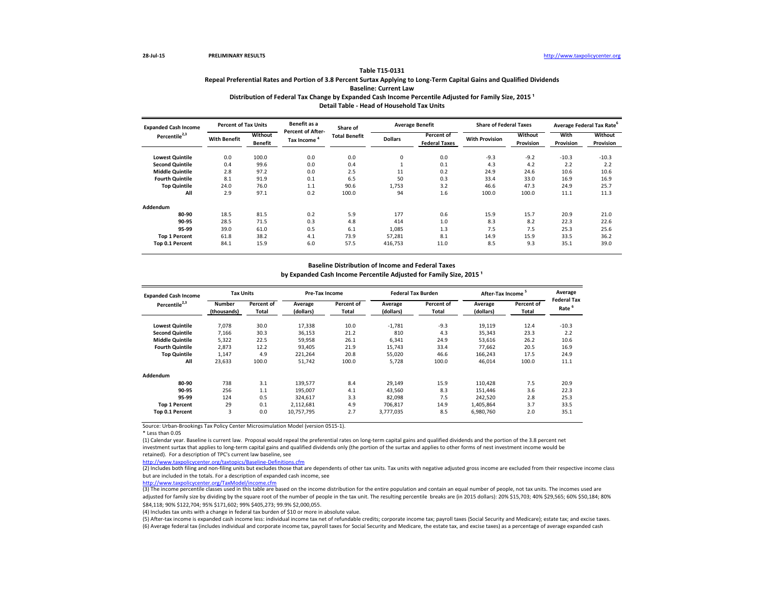28-Jul-15 PRELIMINARY RESULTS http://www.taxpolicycenter.org

## Table T15-0131

### Repeal Preferential Rates and Portion of 3.8 Percent Surtax Applying to Long-Term Capital Gains and Qualified Dividends
### Baseline: Current Law
### Distribution of Federal Tax Change by Expanded Cash Income Percentile Adjusted for Family Size, 2015 [1]
### Detail Table - Head of Household Tax Units

| Expanded Cash Income Percentile[2,3] | Percent of Tax Units | | Benefit as a Percent of After-Tax Income [4] | Share of Total Benefit | Average Benefit | | Share of Federal Taxes | | Average Federal Tax Rate[6] | |
|---|---|---|---|---|---|---|---|---|---|---|
| | With Benefit | Without Benefit | | | Dollars | Percent of Federal Taxes | With Provision | Without Provision | With Provision | Without Provision |
| Lowest Quintile | 0.0 | 100.0 | 0.0 | 0.0 | 0 | 0.0 | -9.3 | -9.2 | -10.3 | -10.3 |
| Second Quintile | 0.4 | 99.6 | 0.0 | 0.4 | 1 | 0.1 | 4.3 | 4.2 | 2.2 | 2.2 |
| Middle Quintile | 2.8 | 97.2 | 0.0 | 2.5 | 11 | 0.2 | 24.9 | 24.6 | 10.6 | 10.6 |
| Fourth Quintile | 8.1 | 91.9 | 0.1 | 6.5 | 50 | 0.3 | 33.4 | 33.0 | 16.9 | 16.9 |
| Top Quintile | 24.0 | 76.0 | 1.1 | 90.6 | 1,753 | 3.2 | 46.6 | 47.3 | 24.9 | 25.7 |
| All | 2.9 | 97.1 | 0.2 | 100.0 | 94 | 1.6 | 100.0 | 100.0 | 11.1 | 11.3 |
| **Addendum** | | | | | | | | | | |
| 80-90 | 18.5 | 81.5 | 0.2 | 5.9 | 177 | 0.6 | 15.9 | 15.7 | 20.9 | 21.0 |
| 90-95 | 28.5 | 71.5 | 0.3 | 4.8 | 414 | 1.0 | 8.3 | 8.2 | 22.3 | 22.6 |
| 95-99 | 39.0 | 61.0 | 0.5 | 6.1 | 1,085 | 1.3 | 7.5 | 7.5 | 25.3 | 25.6 |
| Top 1 Percent | 61.8 | 38.2 | 4.1 | 73.9 | 57,281 | 8.1 | 14.9 | 15.9 | 33.5 | 36.2 |
| Top 0.1 Percent | 84.1 | 15.9 | 6.0 | 57.5 | 416,753 | 11.0 | 8.5 | 9.3 | 35.1 | 39.0 |

### Baseline Distribution of Income and Federal Taxes
### by Expanded Cash Income Percentile Adjusted for Family Size, 2015 [1]

| Expanded Cash Income Percentile[2,3] | Tax Units | | Pre-Tax Income | | Federal Tax Burden | | After-Tax Income [5] | | Average Federal Tax Rate [6] |
|---|---|---|---|---|---|---|---|---|---|
| | Number (thousands) | Percent of Total | Average (dollars) | Percent of Total | Average (dollars) | Percent of Total | Average (dollars) | Percent of Total | |
| Lowest Quintile | 7,078 | 30.0 | 17,338 | 10.0 | -1,781 | -9.3 | 19,119 | 12.4 | -10.3 |
| Second Quintile | 7,166 | 30.3 | 36,153 | 21.2 | 810 | 4.3 | 35,343 | 23.3 | 2.2 |
| Middle Quintile | 5,322 | 22.5 | 59,958 | 26.1 | 6,341 | 24.9 | 53,616 | 26.2 | 10.6 |
| Fourth Quintile | 2,873 | 12.2 | 93,405 | 21.9 | 15,743 | 33.4 | 77,662 | 20.5 | 16.9 |
| Top Quintile | 1,147 | 4.9 | 221,264 | 20.8 | 55,020 | 46.6 | 166,243 | 17.5 | 24.9 |
| All | 23,633 | 100.0 | 51,742 | 100.0 | 5,728 | 100.0 | 46,014 | 100.0 | 11.1 |
| **Addendum** | | | | | | | | | |
| 80-90 | 738 | 3.1 | 139,577 | 8.4 | 29,149 | 15.9 | 110,428 | 7.5 | 20.9 |
| 90-95 | 256 | 1.1 | 195,007 | 4.1 | 43,560 | 8.3 | 151,446 | 3.6 | 22.3 |
| 95-99 | 124 | 0.5 | 324,617 | 3.3 | 82,098 | 7.5 | 242,520 | 2.8 | 25.3 |
| Top 1 Percent | 29 | 0.1 | 2,112,681 | 4.9 | 706,817 | 14.9 | 1,405,864 | 3.7 | 33.5 |
| Top 0.1 Percent | 3 | 0.0 | 10,757,795 | 2.7 | 3,777,035 | 8.5 | 6,980,760 | 2.0 | 35.1 |

Source: Urban-Brookings Tax Policy Center Microsimulation Model (version 0515-1).

* Less than 0.05

(1) Calendar year. Baseline is current law. Proposal would repeal the preferential rates on long-term capital gains and qualified dividends and the portion of the 3.8 percent net investment surtax that applies to long-term capital gains and qualified dividends only (the portion of the surtax and applies to other forms of nest investment income would be retained). For a description of TPC's current law baseline, see
http://www.taxpolicycenter.org/taxtopics/Baseline-Definitions.cfm

(2) Includes both filing and non-filing units but excludes those that are dependents of other tax units. Tax units with negative adjusted gross income are excluded from their respective income class but are included in the totals. For a description of expanded cash income, see
http://www.taxpolicycenter.org/TaxModel/income.cfm

(3) The income percentile classes used in this table are based on the income distribution for the entire population and contain an equal number of people, not tax units. The incomes used are adjusted for family size by dividing by the square root of the number of people in the tax unit. The resulting percentile breaks are (in 2015 dollars): 20% $15,703; 40% $29,565; 60% $50,184; 80% $84,118; 90% $122,704; 95% $171,602; 99% $405,273; 99.9% $2,000,055.

(4) Includes tax units with a change in federal tax burden of $10 or more in absolute value.

(5) After-tax income is expanded cash income less: individual income tax net of refundable credits; corporate income tax; payroll taxes (Social Security and Medicare); estate tax; and excise taxes.

(6) Average federal tax (includes individual and corporate income tax, payroll taxes for Social Security and Medicare, the estate tax, and excise taxes) as a percentage of average expanded cash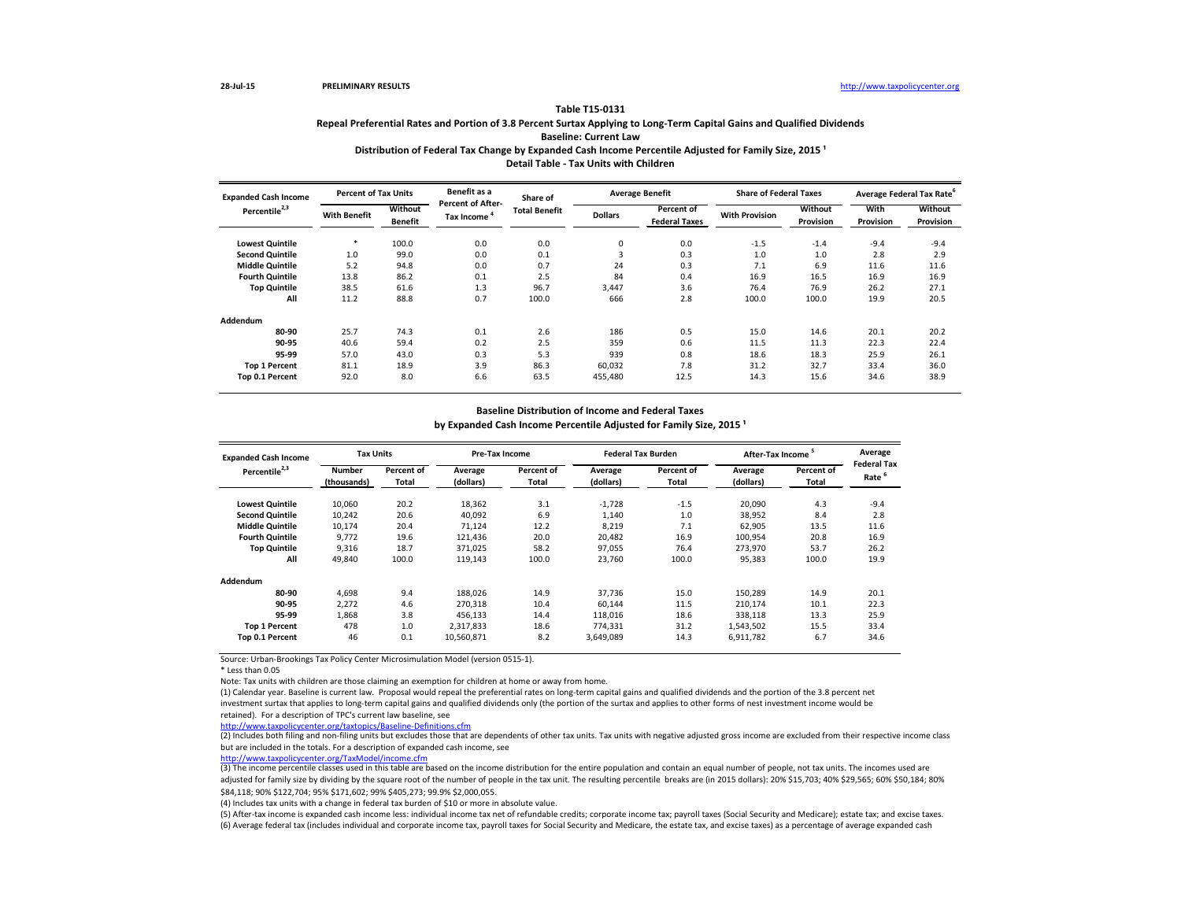**28-Jul-15** **PRELIMINARY RESULTS** http://www.taxpolicycenter.org

## Table T15-0131

### Repeal Preferential Rates and Portion of 3.8 Percent Surtax Applying to Long-Term Capital Gains and Qualified Dividends

### Baseline: Current Law

### Distribution of Federal Tax Change by Expanded Cash Income Percentile Adjusted for Family Size, 2015 [1]

### Detail Table - Tax Units with Children

| Expanded Cash Income Percentile[2,3] | Percent of Tax Units | | Benefit as a Percent of After-Tax Income [4] | Share of Total Benefit | Average Benefit | | Share of Federal Taxes | | Average Federal Tax Rate[6] | |
|---|---|---|---|---|---|---|---|---|---|---|
| | With Benefit | Without Benefit | | | Dollars | Percent of Federal Taxes | With Provision | Without Provision | With Provision | Without Provision |
| Lowest Quintile | * | 100.0 | 0.0 | 0.0 | 0 | 0.0 | -1.5 | -1.4 | -9.4 | -9.4 |
| Second Quintile | 1.0 | 99.0 | 0.0 | 0.1 | 3 | 0.3 | 1.0 | 1.0 | 2.8 | 2.9 |
| Middle Quintile | 5.2 | 94.8 | 0.0 | 0.7 | 24 | 0.3 | 7.1 | 6.9 | 11.6 | 11.6 |
| Fourth Quintile | 13.8 | 86.2 | 0.1 | 2.5 | 84 | 0.4 | 16.9 | 16.5 | 16.9 | 16.9 |
| Top Quintile | 38.5 | 61.6 | 1.3 | 96.7 | 3,447 | 3.6 | 76.4 | 76.9 | 26.2 | 27.1 |
| All | 11.2 | 88.8 | 0.7 | 100.0 | 666 | 2.8 | 100.0 | 100.0 | 19.9 | 20.5 |
| **Addendum** | | | | | | | | | | |
| 80-90 | 25.7 | 74.3 | 0.1 | 2.6 | 186 | 0.5 | 15.0 | 14.6 | 20.1 | 20.2 |
| 90-95 | 40.6 | 59.4 | 0.2 | 2.5 | 359 | 0.6 | 11.5 | 11.3 | 22.3 | 22.4 |
| 95-99 | 57.0 | 43.0 | 0.3 | 5.3 | 939 | 0.8 | 18.6 | 18.3 | 25.9 | 26.1 |
| Top 1 Percent | 81.1 | 18.9 | 3.9 | 86.3 | 60,032 | 7.8 | 31.2 | 32.7 | 33.4 | 36.0 |
| Top 0.1 Percent | 92.0 | 8.0 | 6.6 | 63.5 | 455,480 | 12.5 | 14.3 | 15.6 | 34.6 | 38.9 |

### Baseline Distribution of Income and Federal Taxes

### by Expanded Cash Income Percentile Adjusted for Family Size, 2015 [1]

| Expanded Cash Income Percentile[2,3] | Tax Units | | Pre-Tax Income | | Federal Tax Burden | | After-Tax Income [5] | | Average Federal Tax Rate [6] |
|---|---|---|---|---|---|---|---|---|---|
| | Number (thousands) | Percent of Total | Average (dollars) | Percent of Total | Average (dollars) | Percent of Total | Average (dollars) | Percent of Total | |
| Lowest Quintile | 10,060 | 20.2 | 18,362 | 3.1 | -1,728 | -1.5 | 20,090 | 4.3 | -9.4 |
| Second Quintile | 10,242 | 20.6 | 40,092 | 6.9 | 1,140 | 1.0 | 38,952 | 8.4 | 2.8 |
| Middle Quintile | 10,174 | 20.4 | 71,124 | 12.2 | 8,219 | 7.1 | 62,905 | 13.5 | 11.6 |
| Fourth Quintile | 9,772 | 19.6 | 121,436 | 20.0 | 20,482 | 16.9 | 100,954 | 20.8 | 16.9 |
| Top Quintile | 9,316 | 18.7 | 371,025 | 58.2 | 97,055 | 76.4 | 273,970 | 53.7 | 26.2 |
| All | 49,840 | 100.0 | 119,143 | 100.0 | 23,760 | 100.0 | 95,383 | 100.0 | 19.9 |
| **Addendum** | | | | | | | | | |
| 80-90 | 4,698 | 9.4 | 188,026 | 14.9 | 37,736 | 15.0 | 150,289 | 14.9 | 20.1 |
| 90-95 | 2,272 | 4.6 | 270,318 | 10.4 | 60,144 | 11.5 | 210,174 | 10.1 | 22.3 |
| 95-99 | 1,868 | 3.8 | 456,133 | 14.4 | 118,016 | 18.6 | 338,118 | 13.3 | 25.9 |
| Top 1 Percent | 478 | 1.0 | 2,317,833 | 18.6 | 774,331 | 31.2 | 1,543,502 | 15.5 | 33.4 |
| Top 0.1 Percent | 46 | 0.1 | 10,560,871 | 8.2 | 3,649,089 | 14.3 | 6,911,782 | 6.7 | 34.6 |

Source: Urban-Brookings Tax Policy Center Microsimulation Model (version 0515-1).

* Less than 0.05

Note: Tax units with children are those claiming an exemption for children at home or away from home.

(1) Calendar year. Baseline is current law. Proposal would repeal the preferential rates on long-term capital gains and qualified dividends and the portion of the 3.8 percent net investment surtax that applies to long-term capital gains and qualified dividends only (the portion of the surtax and applies to other forms of nest investment income would be retained). For a description of TPC's current law baseline, see
http://www.taxpolicycenter.org/taxtopics/Baseline-Definitions.cfm

(2) Includes both filing and non-filing units but excludes those that are dependents of other tax units. Tax units with negative adjusted gross income are excluded from their respective income class but are included in the totals. For a description of expanded cash income, see
http://www.taxpolicycenter.org/TaxModel/income.cfm

(3) The income percentile classes used in this table are based on the income distribution for the entire population and contain an equal number of people, not tax units. The incomes used are adjusted for family size by dividing by the square root of the number of people in the tax unit. The resulting percentile breaks are (in 2015 dollars): 20% $15,703; 40% $29,565; 60% $50,184; 80% $84,118; 90% $122,704; 95% $171,602; 99% $405,273; 99.9% $2,000,055.

(4) Includes tax units with a change in federal tax burden of $10 or more in absolute value.

(5) After-tax income is expanded cash income less: individual income tax net of refundable credits; corporate income tax; payroll taxes (Social Security and Medicare); estate tax; and excise taxes.

(6) Average federal tax (includes individual and corporate income tax, payroll taxes for Social Security and Medicare, the estate tax, and excise taxes) as a percentage of average expanded cash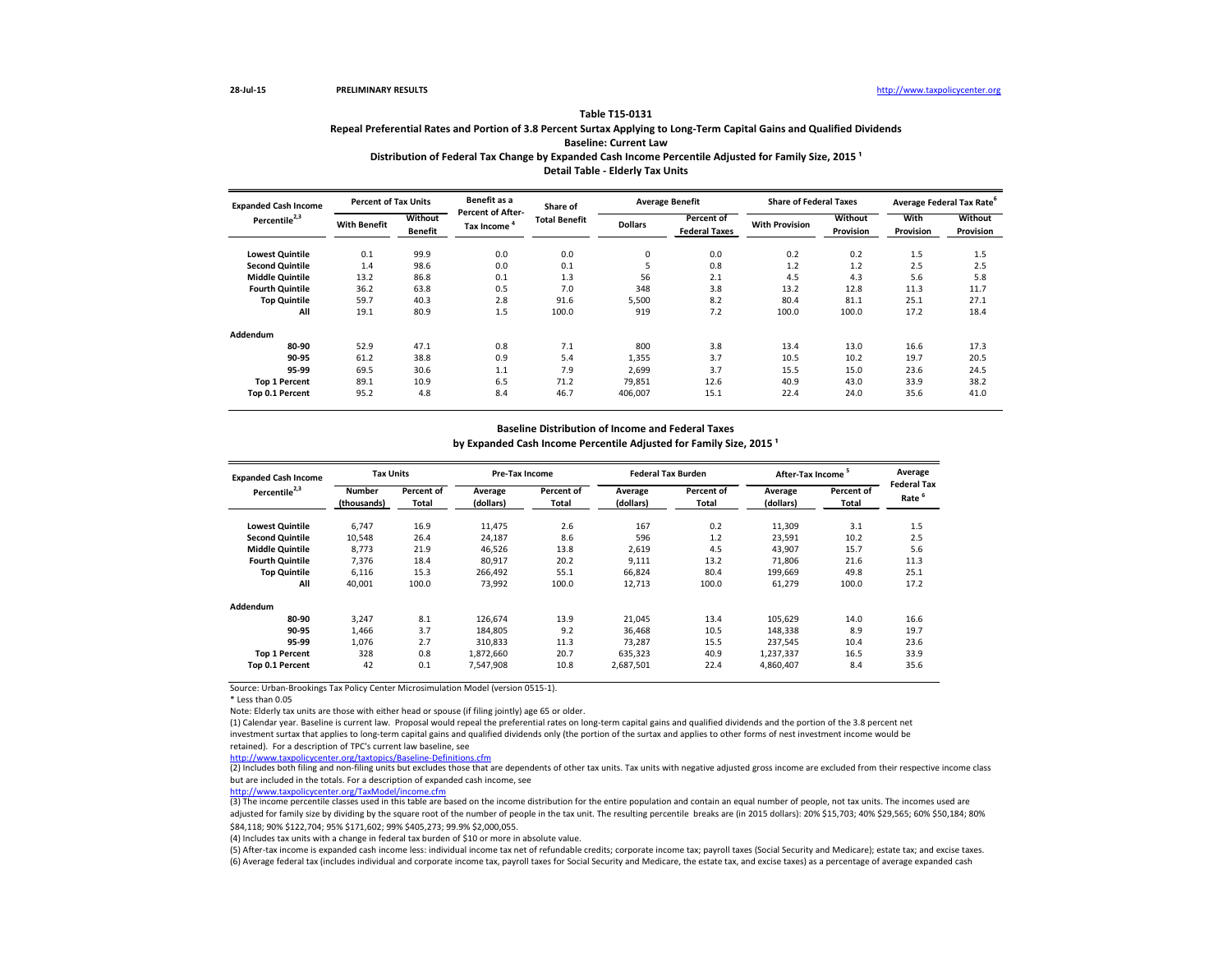28-Jul-15 PRELIMINARY RESULTS http://www.taxpolicycenter.org

**Table T15-0131**

**Repeal Preferential Rates and Portion of 3.8 Percent Surtax Applying to Long-Term Capital Gains and Qualified Dividends**

**Baseline: Current Law**

**Distribution of Federal Tax Change by Expanded Cash Income Percentile Adjusted for Family Size, 2015 [1]**

**Detail Table - Elderly Tax Units**

| Expanded Cash Income Percentile[2,3] | Percent of Tax Units | | Benefit as a Percent of After-Tax Income [4] | Share of Total Benefit | Average Benefit | | Share of Federal Taxes | | Average Federal Tax Rate[6] | |
|---|---|---|---|---|---|---|---|---|---|---|
| | With Benefit | Without Benefit | | | Dollars | Percent of Federal Taxes | With Provision | Without Provision | With Provision | Without Provision |
| Lowest Quintile | 0.1 | 99.9 | 0.0 | 0.0 | 0 | 0.0 | 0.2 | 0.2 | 1.5 | 1.5 |
| Second Quintile | 1.4 | 98.6 | 0.0 | 0.1 | 5 | 0.8 | 1.2 | 1.2 | 2.5 | 2.5 |
| Middle Quintile | 13.2 | 86.8 | 0.1 | 1.3 | 56 | 2.1 | 4.5 | 4.3 | 5.6 | 5.8 |
| Fourth Quintile | 36.2 | 63.8 | 0.5 | 7.0 | 348 | 3.8 | 13.2 | 12.8 | 11.3 | 11.7 |
| Top Quintile | 59.7 | 40.3 | 2.8 | 91.6 | 5,500 | 8.2 | 80.4 | 81.1 | 25.1 | 27.1 |
| All | 19.1 | 80.9 | 1.5 | 100.0 | 919 | 7.2 | 100.0 | 100.0 | 17.2 | 18.4 |
| Addendum | | | | | | | | | | |
| 80-90 | 52.9 | 47.1 | 0.8 | 7.1 | 800 | 3.8 | 13.4 | 13.0 | 16.6 | 17.3 |
| 90-95 | 61.2 | 38.8 | 0.9 | 5.4 | 1,355 | 3.7 | 10.5 | 10.2 | 19.7 | 20.5 |
| 95-99 | 69.5 | 30.6 | 1.1 | 7.9 | 2,699 | 3.7 | 15.5 | 15.0 | 23.6 | 24.5 |
| Top 1 Percent | 89.1 | 10.9 | 6.5 | 71.2 | 79,851 | 12.6 | 40.9 | 43.0 | 33.9 | 38.2 |
| Top 0.1 Percent | 95.2 | 4.8 | 8.4 | 46.7 | 406,007 | 15.1 | 22.4 | 24.0 | 35.6 | 41.0 |

**Baseline Distribution of Income and Federal Taxes**

**by Expanded Cash Income Percentile Adjusted for Family Size, 2015 [1]**

| Expanded Cash Income Percentile[2,3] | Tax Units | | Pre-Tax Income | | Federal Tax Burden | | After-Tax Income [5] | | Average Federal Tax Rate [6] |
|---|---|---|---|---|---|---|---|---|---|
| | Number (thousands) | Percent of Total | Average (dollars) | Percent of Total | Average (dollars) | Percent of Total | Average (dollars) | Percent of Total | |
| Lowest Quintile | 6,747 | 16.9 | 11,475 | 2.6 | 167 | 0.2 | 11,309 | 3.1 | 1.5 |
| Second Quintile | 10,548 | 26.4 | 24,187 | 8.6 | 596 | 1.2 | 23,591 | 10.2 | 2.5 |
| Middle Quintile | 8,773 | 21.9 | 46,526 | 13.8 | 2,619 | 4.5 | 43,907 | 15.7 | 5.6 |
| Fourth Quintile | 7,376 | 18.4 | 80,917 | 20.2 | 9,111 | 13.2 | 71,806 | 21.6 | 11.3 |
| Top Quintile | 6,116 | 15.3 | 266,492 | 55.1 | 66,824 | 80.4 | 199,669 | 49.8 | 25.1 |
| All | 40,001 | 100.0 | 73,992 | 100.0 | 12,713 | 100.0 | 61,279 | 100.0 | 17.2 |
| Addendum | | | | | | | | | |
| 80-90 | 3,247 | 8.1 | 126,674 | 13.9 | 21,045 | 13.4 | 105,629 | 14.0 | 16.6 |
| 90-95 | 1,466 | 3.7 | 184,805 | 9.2 | 36,468 | 10.5 | 148,338 | 8.9 | 19.7 |
| 95-99 | 1,076 | 2.7 | 310,833 | 11.3 | 73,287 | 15.5 | 237,545 | 10.4 | 23.6 |
| Top 1 Percent | 328 | 0.8 | 1,872,660 | 20.7 | 635,323 | 40.9 | 1,237,337 | 16.5 | 33.9 |
| Top 0.1 Percent | 42 | 0.1 | 7,547,908 | 10.8 | 2,687,501 | 22.4 | 4,860,407 | 8.4 | 35.6 |

Source: Urban-Brookings Tax Policy Center Microsimulation Model (version 0515-1).

* Less than 0.05

Note: Elderly tax units are those with either head or spouse (if filing jointly) age 65 or older.

(1) Calendar year. Baseline is current law. Proposal would repeal the preferential rates on long-term capital gains and qualified dividends and the portion of the 3.8 percent net investment surtax that applies to long-term capital gains and qualified dividends only (the portion of the surtax and applies to other forms of nest investment income would be retained). For a description of TPC's current law baseline, see
http://www.taxpolicycenter.org/taxtopics/Baseline-Definitions.cfm

(2) Includes both filing and non-filing units but excludes those that are dependents of other tax units. Tax units with negative adjusted gross income are excluded from their respective income class but are included in the totals. For a description of expanded cash income, see
http://www.taxpolicycenter.org/TaxModel/income.cfm

(3) The income percentile classes used in this table are based on the income distribution for the entire population and contain an equal number of people, not tax units. The incomes used are adjusted for family size by dividing by the square root of the number of people in the tax unit. The resulting percentile breaks are (in 2015 dollars): 20% $15,703; 40% $29,565; 60% $50,184; 80% $84,118; 90% $122,704; 95% $171,602; 99% $405,273; 99.9% $2,000,055.

(4) Includes tax units with a change in federal tax burden of $10 or more in absolute value.

(5) After-tax income is expanded cash income less: individual income tax net of refundable credits; corporate income tax; payroll taxes (Social Security and Medicare); estate tax; and excise taxes.

(6) Average federal tax (includes individual and corporate income tax, payroll taxes for Social Security and Medicare, the estate tax, and excise taxes) as a percentage of average expanded cash